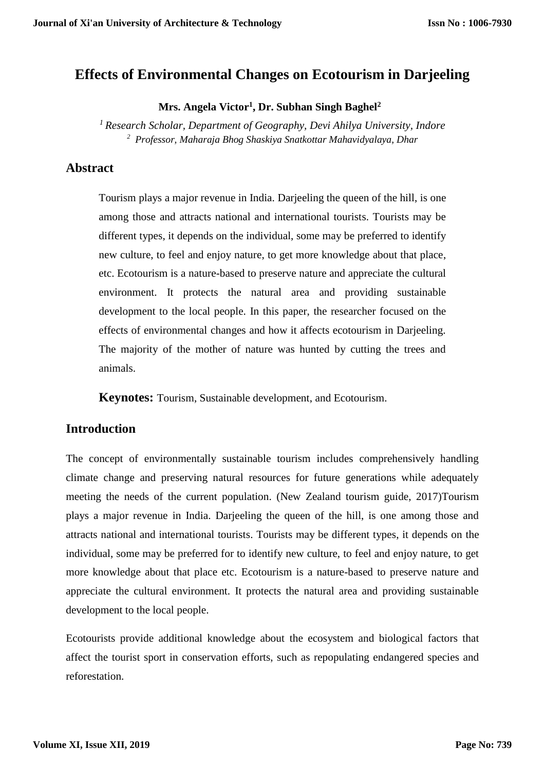# Effects of Environmental Changes on Ecotourism in Darjeeling

**Mrs. Angela Victor[1], Dr. Subhan Singh Baghel[2]**

[1] *Research Scholar, Department of Geography, Devi Ahilya University, Indore*
[2] *Professor, Maharaja Bhog Shaskiya Snatkottar Mahavidyalaya, Dhar*

## Abstract

Tourism plays a major revenue in India. Darjeeling the queen of the hill, is one among those and attracts national and international tourists. Tourists may be different types, it depends on the individual, some may be preferred to identify new culture, to feel and enjoy nature, to get more knowledge about that place, etc. Ecotourism is a nature-based to preserve nature and appreciate the cultural environment. It protects the natural area and providing sustainable development to the local people. In this paper, the researcher focused on the effects of environmental changes and how it affects ecotourism in Darjeeling. The majority of the mother of nature was hunted by cutting the trees and animals.

**Keynotes:** Tourism, Sustainable development, and Ecotourism.

## Introduction

The concept of environmentally sustainable tourism includes comprehensively handling climate change and preserving natural resources for future generations while adequately meeting the needs of the current population. (New Zealand tourism guide, 2017)Tourism plays a major revenue in India. Darjeeling the queen of the hill, is one among those and attracts national and international tourists. Tourists may be different types, it depends on the individual, some may be preferred for to identify new culture, to feel and enjoy nature, to get more knowledge about that place etc. Ecotourism is a nature-based to preserve nature and appreciate the cultural environment. It protects the natural area and providing sustainable development to the local people.

Ecotourists provide additional knowledge about the ecosystem and biological factors that affect the tourist sport in conservation efforts, such as repopulating endangered species and reforestation.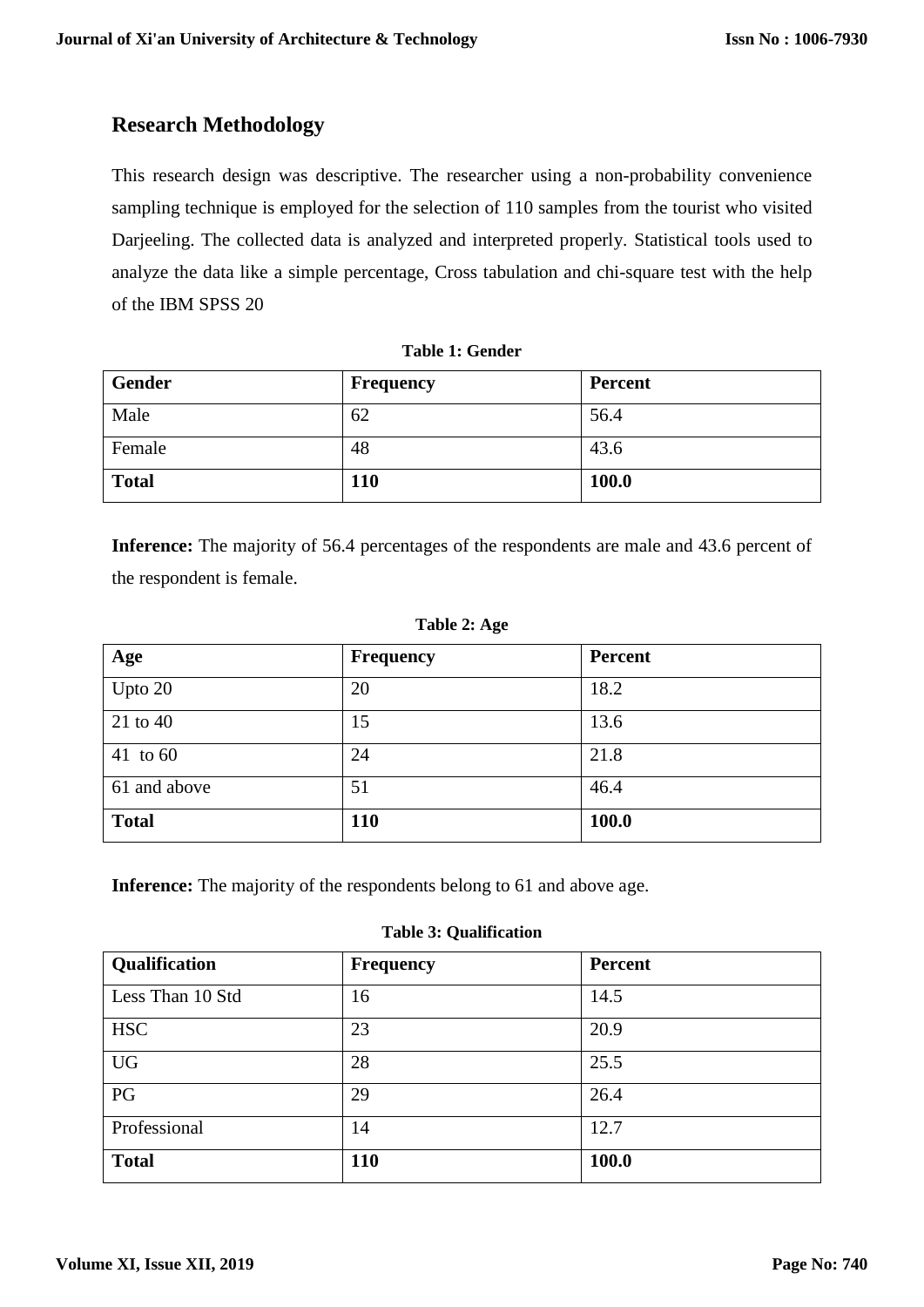## Research Methodology

This research design was descriptive. The researcher using a non-probability convenience sampling technique is employed for the selection of 110 samples from the tourist who visited Darjeeling. The collected data is analyzed and interpreted properly. Statistical tools used to analyze the data like a simple percentage, Cross tabulation and chi-square test with the help of the IBM SPSS 20

**Table 1: Gender**

| Gender | Frequency | Percent |
|---|---|---|
| Male | 62 | 56.4 |
| Female | 48 | 43.6 |
| **Total** | **110** | **100.0** |

**Inference:** The majority of 56.4 percentages of the respondents are male and 43.6 percent of the respondent is female.

**Table 2: Age**

| Age | Frequency | Percent |
|---|---|---|
| Upto 20 | 20 | 18.2 |
| 21 to 40 | 15 | 13.6 |
| 41 to 60 | 24 | 21.8 |
| 61 and above | 51 | 46.4 |
| **Total** | **110** | **100.0** |

**Inference:** The majority of the respondents belong to 61 and above age.

**Table 3: Qualification**

| Qualification | Frequency | Percent |
|---|---|---|
| Less Than 10 Std | 16 | 14.5 |
| HSC | 23 | 20.9 |
| UG | 28 | 25.5 |
| PG | 29 | 26.4 |
| Professional | 14 | 12.7 |
| **Total** | **110** | **100.0** |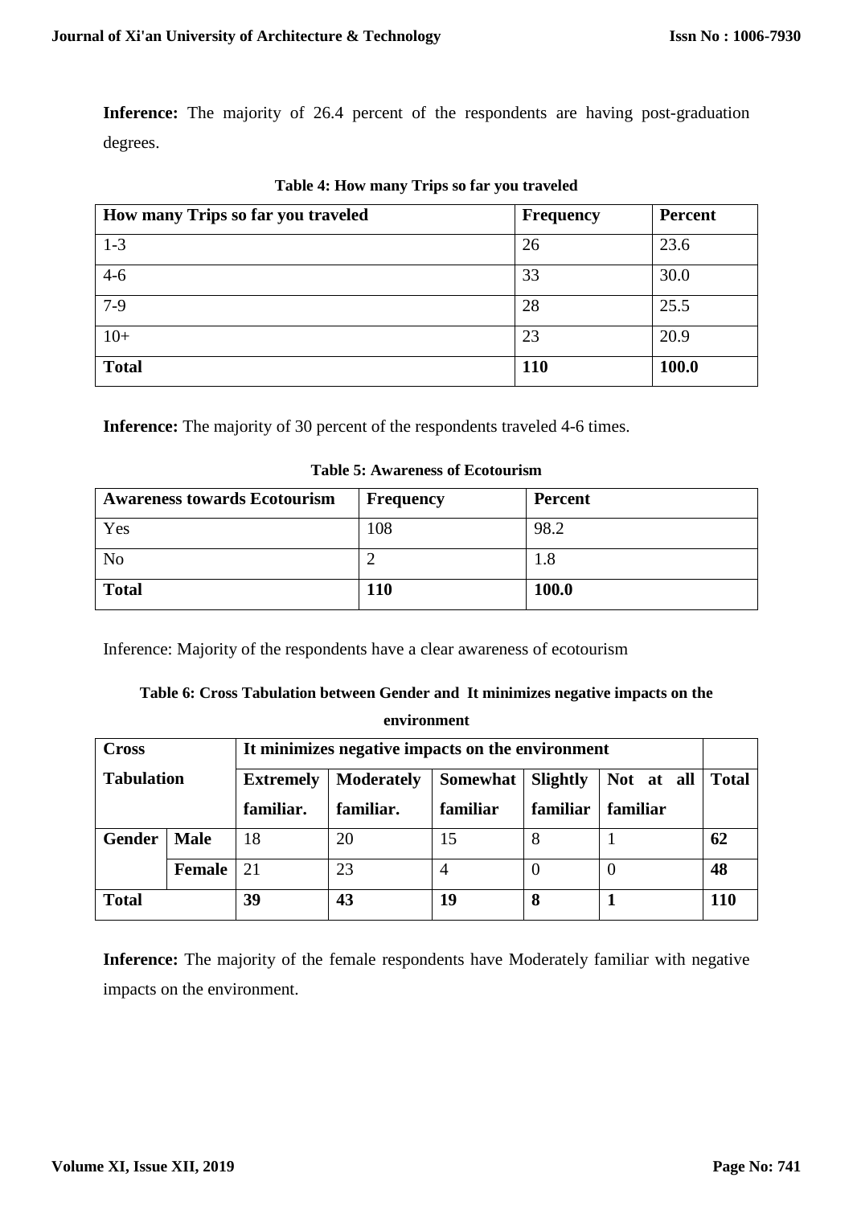**Inference:** The majority of 26.4 percent of the respondents are having post-graduation degrees.

**Table 4: How many Trips so far you traveled**

| How many Trips so far you traveled | Frequency | Percent |
|---|---|---|
| 1-3 | 26 | 23.6 |
| 4-6 | 33 | 30.0 |
| 7-9 | 28 | 25.5 |
| 10+ | 23 | 20.9 |
| **Total** | **110** | **100.0** |

**Inference:** The majority of 30 percent of the respondents traveled 4-6 times.

**Table 5: Awareness of Ecotourism**

| Awareness towards Ecotourism | Frequency | Percent |
|---|---|---|
| Yes | 108 | 98.2 |
| No | 2 | 1.8 |
| **Total** | **110** | **100.0** |

Inference: Majority of the respondents have a clear awareness of ecotourism

**Table 6: Cross Tabulation between Gender and It minimizes negative impacts on the environment**

| Cross Tabulation | | It minimizes negative impacts on the environment | | | | | |
|---|---|---|---|---|---|---|---|
| | | Extremely familiar. | Moderately familiar. | Somewhat familiar | Slightly familiar | Not at all familiar | Total |
| **Gender** | **Male** | 18 | 20 | 15 | 8 | 1 | **62** |
| | **Female** | 21 | 23 | 4 | 0 | 0 | **48** |
| **Total** | | **39** | **43** | **19** | **8** | **1** | **110** |

**Inference:** The majority of the female respondents have Moderately familiar with negative impacts on the environment.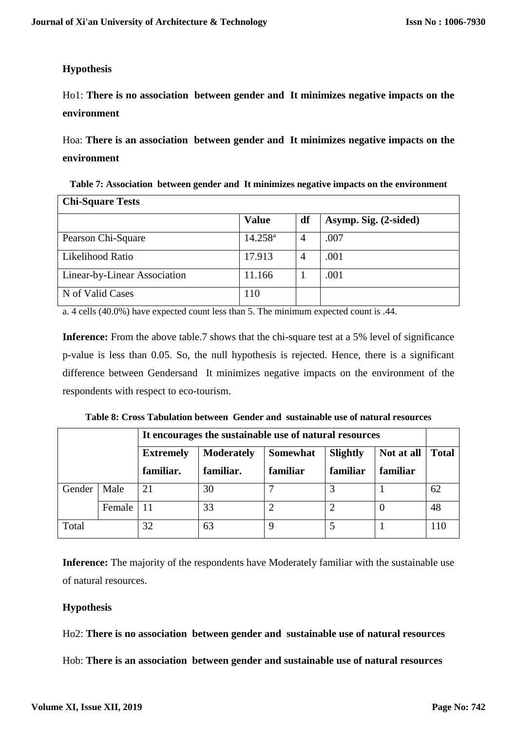**Hypothesis**

Ho1: **There is no association between gender and It minimizes negative impacts on the environment**

Hoa: **There is an association between gender and It minimizes negative impacts on the environment**

**Table 7: Association between gender and It minimizes negative impacts on the environment**

| Chi-Square Tests | | | |
|---|---|---|---|
| | **Value** | **df** | **Asymp. Sig. (2-sided)** |
| Pearson Chi-Square | 14.258[a] | 4 | .007 |
| Likelihood Ratio | 17.913 | 4 | .001 |
| Linear-by-Linear Association | 11.166 | 1 | .001 |
| N of Valid Cases | 110 | | |

a. 4 cells (40.0%) have expected count less than 5. The minimum expected count is .44.

**Inference:** From the above table.7 shows that the chi-square test at a 5% level of significance p-value is less than 0.05. So, the null hypothesis is rejected. Hence, there is a significant difference between Gendersand It minimizes negative impacts on the environment of the respondents with respect to eco-tourism.

**Table 8: Cross Tabulation between Gender and sustainable use of natural resources**

| | | It encourages the sustainable use of natural resources | | | | | |
|---|---|---|---|---|---|---|---|
| | | **Extremely familiar.** | **Moderately familiar.** | **Somewhat familiar** | **Slightly familiar** | **Not at all familiar** | **Total** |
| Gender | Male | 21 | 30 | 7 | 3 | 1 | 62 |
| | Female | 11 | 33 | 2 | 2 | 0 | 48 |
| Total | | 32 | 63 | 9 | 5 | 1 | 110 |

**Inference:** The majority of the respondents have Moderately familiar with the sustainable use of natural resources.

**Hypothesis**

Ho2: **There is no association between gender and sustainable use of natural resources**

Hob: **There is an association between gender and sustainable use of natural resources**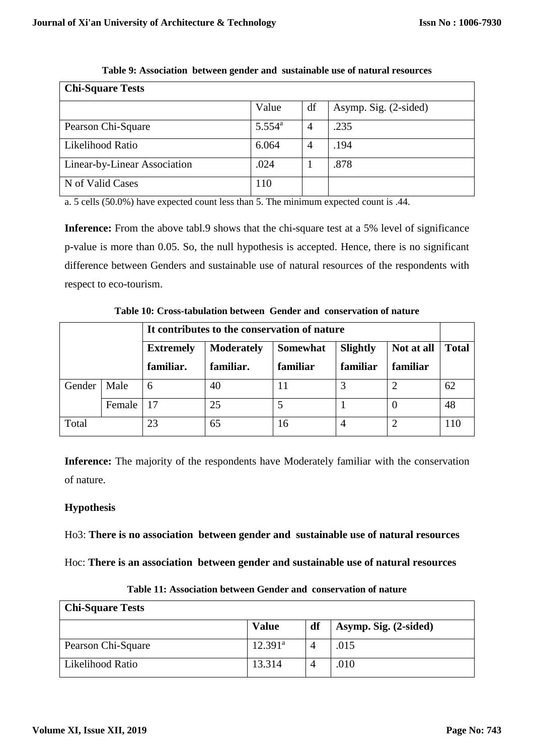**Table 9: Association between gender and sustainable use of natural resources**

| Chi-Square Tests | | | |
|---|---|---|---|
| | Value | df | Asymp. Sig. (2-sided) |
| Pearson Chi-Square | 5.554[a] | 4 | .235 |
| Likelihood Ratio | 6.064 | 4 | .194 |
| Linear-by-Linear Association | .024 | 1 | .878 |
| N of Valid Cases | 110 | | |

a. 5 cells (50.0%) have expected count less than 5. The minimum expected count is .44.

**Inference:** From the above tabl.9 shows that the chi-square test at a 5% level of significance p-value is more than 0.05. So, the null hypothesis is accepted. Hence, there is no significant difference between Genders and sustainable use of natural resources of the respondents with respect to eco-tourism.

**Table 10: Cross-tabulation between Gender and conservation of nature**

| | | It contributes to the conservation of nature | | | | | |
|---|---|---|---|---|---|---|---|
| | | **Extremely familiar.** | **Moderately familiar.** | **Somewhat familiar** | **Slightly familiar** | **Not at all familiar** | **Total** |
| Gender | Male | 6 | 40 | 11 | 3 | 2 | 62 |
| | Female | 17 | 25 | 5 | 1 | 0 | 48 |
| Total | | 23 | 65 | 16 | 4 | 2 | 110 |

**Inference:** The majority of the respondents have Moderately familiar with the conservation of nature.

**Hypothesis**

Ho3: **There is no association between gender and sustainable use of natural resources**

Hoc: **There is an association between gender and sustainable use of natural resources**

**Table 11: Association between Gender and conservation of nature**

| Chi-Square Tests | | | |
|---|---|---|---|
| | **Value** | **df** | **Asymp. Sig. (2-sided)** |
| Pearson Chi-Square | 12.391[a] | 4 | .015 |
| Likelihood Ratio | 13.314 | 4 | .010 |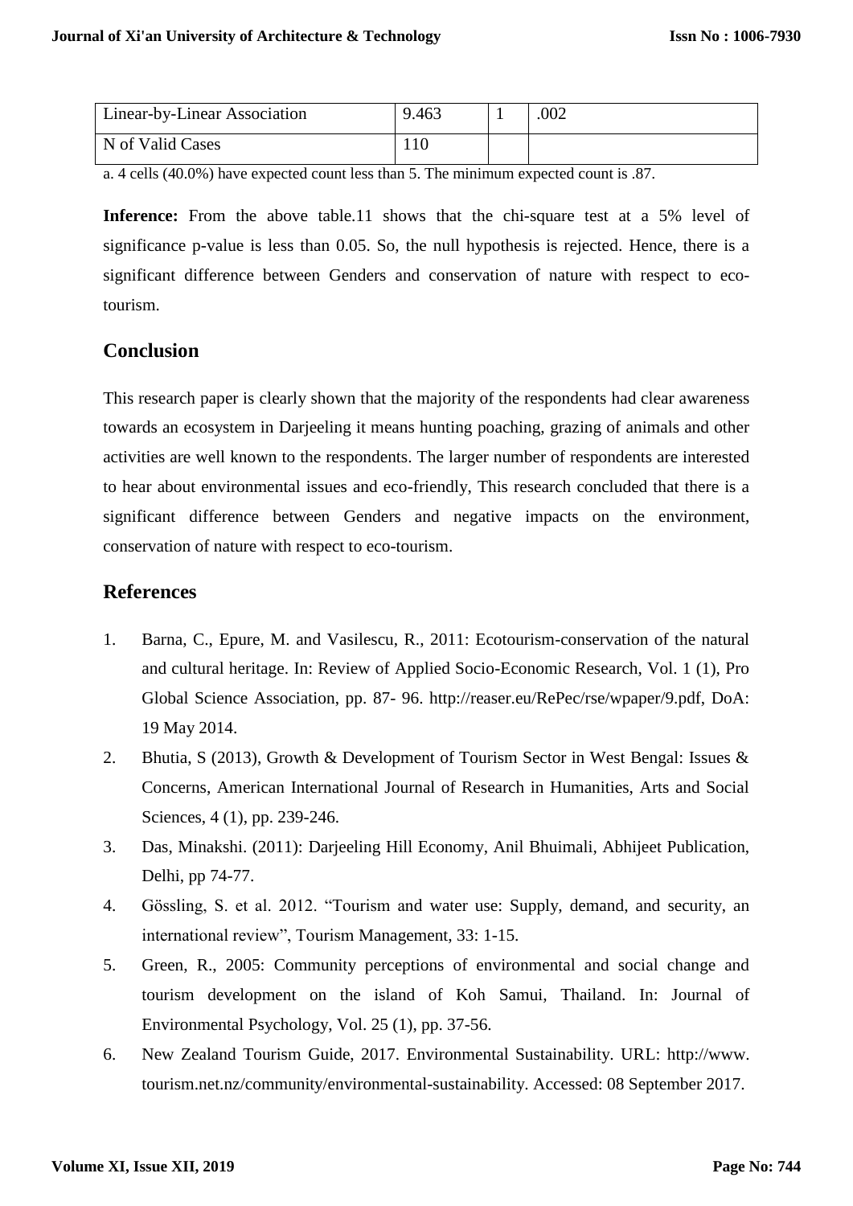| | | | |
|---|---|---|---|
| Linear-by-Linear Association | 9.463 | 1 | .002 |
| N of Valid Cases | 110 | | |

a. 4 cells (40.0%) have expected count less than 5. The minimum expected count is .87.

**Inference:** From the above table.11 shows that the chi-square test at a 5% level of significance p-value is less than 0.05. So, the null hypothesis is rejected. Hence, there is a significant difference between Genders and conservation of nature with respect to eco-tourism.

## Conclusion

This research paper is clearly shown that the majority of the respondents had clear awareness towards an ecosystem in Darjeeling it means hunting poaching, grazing of animals and other activities are well known to the respondents. The larger number of respondents are interested to hear about environmental issues and eco-friendly, This research concluded that there is a significant difference between Genders and negative impacts on the environment, conservation of nature with respect to eco-tourism.

## References

1. Barna, C., Epure, M. and Vasilescu, R., 2011: Ecotourism-conservation of the natural and cultural heritage. In: Review of Applied Socio-Economic Research, Vol. 1 (1), Pro Global Science Association, pp. 87- 96. http://reaser.eu/RePec/rse/wpaper/9.pdf, DoA: 19 May 2014.
2. Bhutia, S (2013), Growth & Development of Tourism Sector in West Bengal: Issues & Concerns, American International Journal of Research in Humanities, Arts and Social Sciences, 4 (1), pp. 239-246.
3. Das, Minakshi. (2011): Darjeeling Hill Economy, Anil Bhuimali, Abhijeet Publication, Delhi, pp 74-77.
4. Gössling, S. et al. 2012. "Tourism and water use: Supply, demand, and security, an international review", Tourism Management, 33: 1-15.
5. Green, R., 2005: Community perceptions of environmental and social change and tourism development on the island of Koh Samui, Thailand. In: Journal of Environmental Psychology, Vol. 25 (1), pp. 37-56.
6. New Zealand Tourism Guide, 2017. Environmental Sustainability. URL: http://www. tourism.net.nz/community/environmental-sustainability. Accessed: 08 September 2017.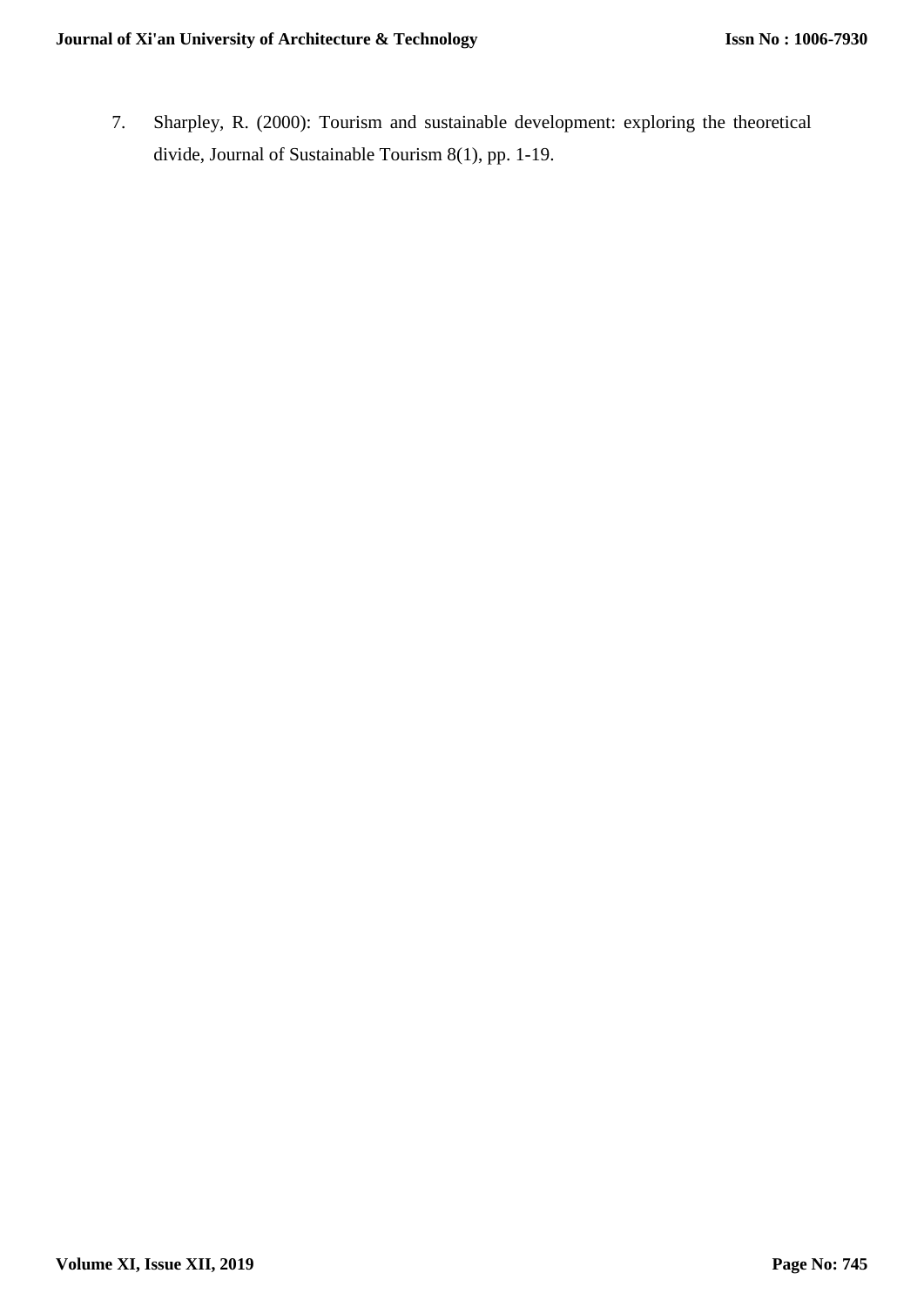7. Sharpley, R. (2000): Tourism and sustainable development: exploring the theoretical divide, Journal of Sustainable Tourism 8(1), pp. 1-19.